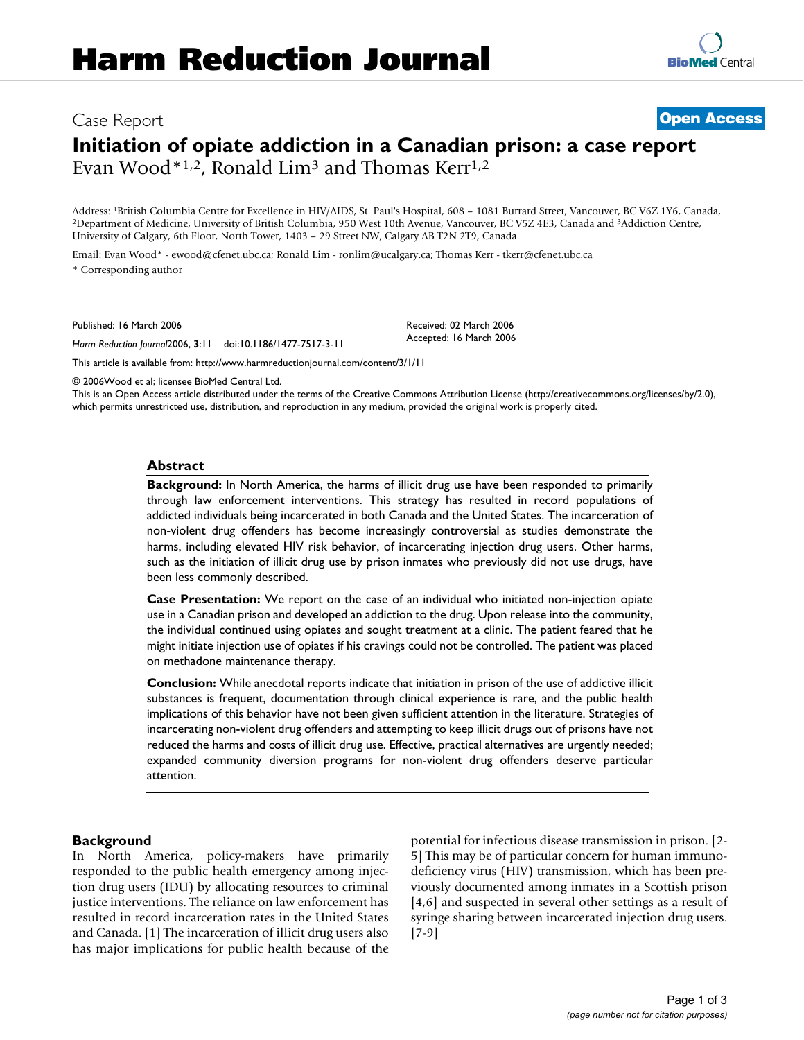# Harm Reduction Journal

Case Report

**Open Access**

# Initiation of opiate addiction in a Canadian prison: a case report

Evan Wood*[1,2], Ronald Lim[3] and Thomas Kerr[1,2]

Address: [1]British Columbia Centre for Excellence in HIV/AIDS, St. Paul's Hospital, 608 – 1081 Burrard Street, Vancouver, BC V6Z 1Y6, Canada, [2]Department of Medicine, University of British Columbia, 950 West 10th Avenue, Vancouver, BC V5Z 4E3, Canada and [3]Addiction Centre, University of Calgary, 6th Floor, North Tower, 1403 – 29 Street NW, Calgary AB T2N 2T9, Canada

Email: Evan Wood* - ewood@cfenet.ubc.ca; Ronald Lim - ronlim@ucalgary.ca; Thomas Kerr - tkerr@cfenet.ubc.ca

* Corresponding author

Published: 16 March 2006

*Harm Reduction Journal*2006, **3**:11 doi:10.1186/1477-7517-3-11

Received: 02 March 2006
Accepted: 16 March 2006

This article is available from: http://www.harmreductionjournal.com/content/3/1/11

© 2006Wood et al; licensee BioMed Central Ltd.
This is an Open Access article distributed under the terms of the Creative Commons Attribution License (http://creativecommons.org/licenses/by/2.0), which permits unrestricted use, distribution, and reproduction in any medium, provided the original work is properly cited.

## Abstract

**Background:** In North America, the harms of illicit drug use have been responded to primarily through law enforcement interventions. This strategy has resulted in record populations of addicted individuals being incarcerated in both Canada and the United States. The incarceration of non-violent drug offenders has become increasingly controversial as studies demonstrate the harms, including elevated HIV risk behavior, of incarcerating injection drug users. Other harms, such as the initiation of illicit drug use by prison inmates who previously did not use drugs, have been less commonly described.

**Case Presentation:** We report on the case of an individual who initiated non-injection opiate use in a Canadian prison and developed an addiction to the drug. Upon release into the community, the individual continued using opiates and sought treatment at a clinic. The patient feared that he might initiate injection use of opiates if his cravings could not be controlled. The patient was placed on methadone maintenance therapy.

**Conclusion:** While anecdotal reports indicate that initiation in prison of the use of addictive illicit substances is frequent, documentation through clinical experience is rare, and the public health implications of this behavior have not been given sufficient attention in the literature. Strategies of incarcerating non-violent drug offenders and attempting to keep illicit drugs out of prisons have not reduced the harms and costs of illicit drug use. Effective, practical alternatives are urgently needed; expanded community diversion programs for non-violent drug offenders deserve particular attention.

## Background

In North America, policy-makers have primarily responded to the public health emergency among injection drug users (IDU) by allocating resources to criminal justice interventions. The reliance on law enforcement has resulted in record incarceration rates in the United States and Canada. [1] The incarceration of illicit drug users also has major implications for public health because of the potential for infectious disease transmission in prison. [2-5] This may be of particular concern for human immunodeficiency virus (HIV) transmission, which has been previously documented among inmates in a Scottish prison [4,6] and suspected in several other settings as a result of syringe sharing between incarcerated injection drug users. [7-9]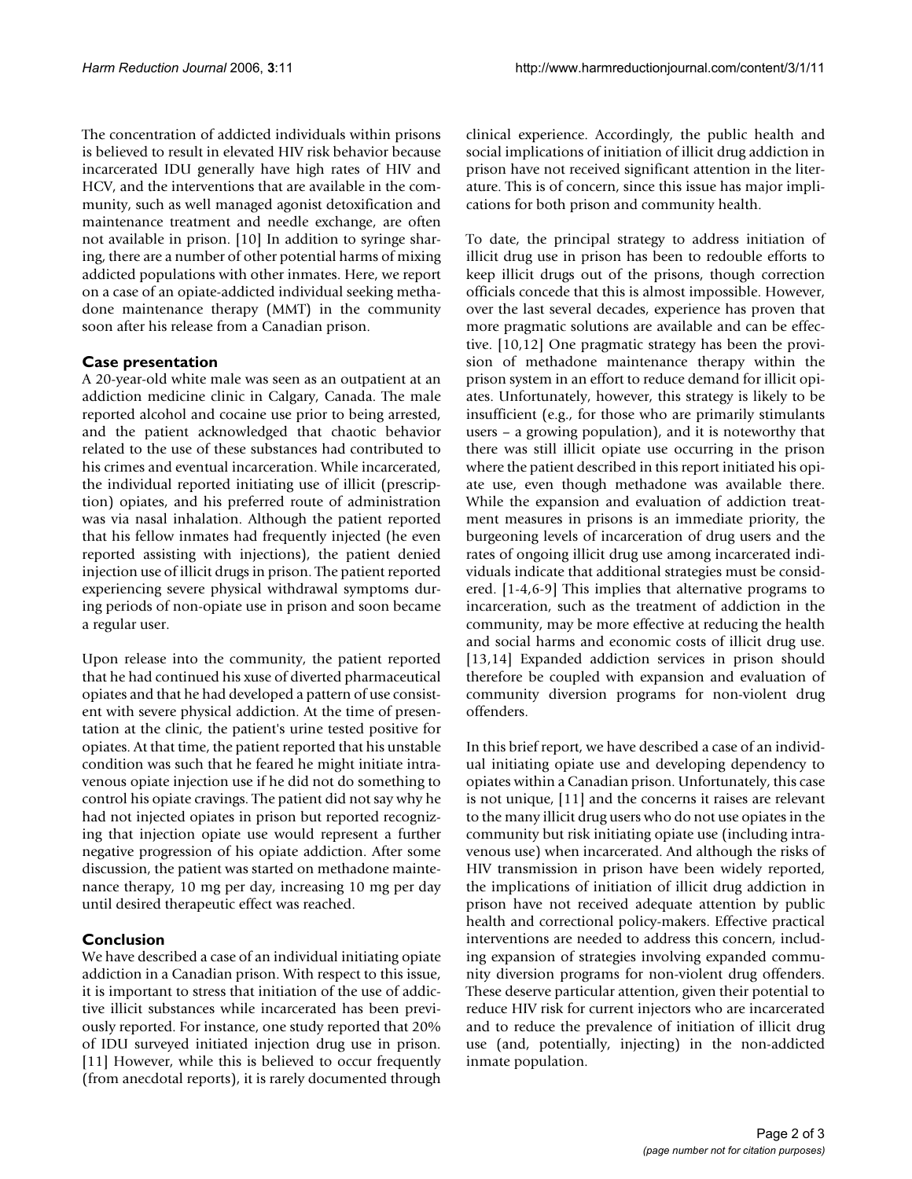The concentration of addicted individuals within prisons is believed to result in elevated HIV risk behavior because incarcerated IDU generally have high rates of HIV and HCV, and the interventions that are available in the community, such as well managed agonist detoxification and maintenance treatment and needle exchange, are often not available in prison. [10] In addition to syringe sharing, there are a number of other potential harms of mixing addicted populations with other inmates. Here, we report on a case of an opiate-addicted individual seeking methadone maintenance therapy (MMT) in the community soon after his release from a Canadian prison.

## Case presentation

A 20-year-old white male was seen as an outpatient at an addiction medicine clinic in Calgary, Canada. The male reported alcohol and cocaine use prior to being arrested, and the patient acknowledged that chaotic behavior related to the use of these substances had contributed to his crimes and eventual incarceration. While incarcerated, the individual reported initiating use of illicit (prescription) opiates, and his preferred route of administration was via nasal inhalation. Although the patient reported that his fellow inmates had frequently injected (he even reported assisting with injections), the patient denied injection use of illicit drugs in prison. The patient reported experiencing severe physical withdrawal symptoms during periods of non-opiate use in prison and soon became a regular user.

Upon release into the community, the patient reported that he had continued his xuse of diverted pharmaceutical opiates and that he had developed a pattern of use consistent with severe physical addiction. At the time of presentation at the clinic, the patient's urine tested positive for opiates. At that time, the patient reported that his unstable condition was such that he feared he might initiate intravenous opiate injection use if he did not do something to control his opiate cravings. The patient did not say why he had not injected opiates in prison but reported recognizing that injection opiate use would represent a further negative progression of his opiate addiction. After some discussion, the patient was started on methadone maintenance therapy, 10 mg per day, increasing 10 mg per day until desired therapeutic effect was reached.

## Conclusion

We have described a case of an individual initiating opiate addiction in a Canadian prison. With respect to this issue, it is important to stress that initiation of the use of addictive illicit substances while incarcerated has been previously reported. For instance, one study reported that 20% of IDU surveyed initiated injection drug use in prison. [11] However, while this is believed to occur frequently (from anecdotal reports), it is rarely documented through clinical experience. Accordingly, the public health and social implications of initiation of illicit drug addiction in prison have not received significant attention in the literature. This is of concern, since this issue has major implications for both prison and community health.

To date, the principal strategy to address initiation of illicit drug use in prison has been to redouble efforts to keep illicit drugs out of the prisons, though correction officials concede that this is almost impossible. However, over the last several decades, experience has proven that more pragmatic solutions are available and can be effective. [10,12] One pragmatic strategy has been the provision of methadone maintenance therapy within the prison system in an effort to reduce demand for illicit opiates. Unfortunately, however, this strategy is likely to be insufficient (e.g., for those who are primarily stimulants users – a growing population), and it is noteworthy that there was still illicit opiate use occurring in the prison where the patient described in this report initiated his opiate use, even though methadone was available there. While the expansion and evaluation of addiction treatment measures in prisons is an immediate priority, the burgeoning levels of incarceration of drug users and the rates of ongoing illicit drug use among incarcerated individuals indicate that additional strategies must be considered. [1-4,6-9] This implies that alternative programs to incarceration, such as the treatment of addiction in the community, may be more effective at reducing the health and social harms and economic costs of illicit drug use. [13,14] Expanded addiction services in prison should therefore be coupled with expansion and evaluation of community diversion programs for non-violent drug offenders.

In this brief report, we have described a case of an individual initiating opiate use and developing dependency to opiates within a Canadian prison. Unfortunately, this case is not unique, [11] and the concerns it raises are relevant to the many illicit drug users who do not use opiates in the community but risk initiating opiate use (including intravenous use) when incarcerated. And although the risks of HIV transmission in prison have been widely reported, the implications of initiation of illicit drug addiction in prison have not received adequate attention by public health and correctional policy-makers. Effective practical interventions are needed to address this concern, including expansion of strategies involving expanded community diversion programs for non-violent drug offenders. These deserve particular attention, given their potential to reduce HIV risk for current injectors who are incarcerated and to reduce the prevalence of initiation of illicit drug use (and, potentially, injecting) in the non-addicted inmate population.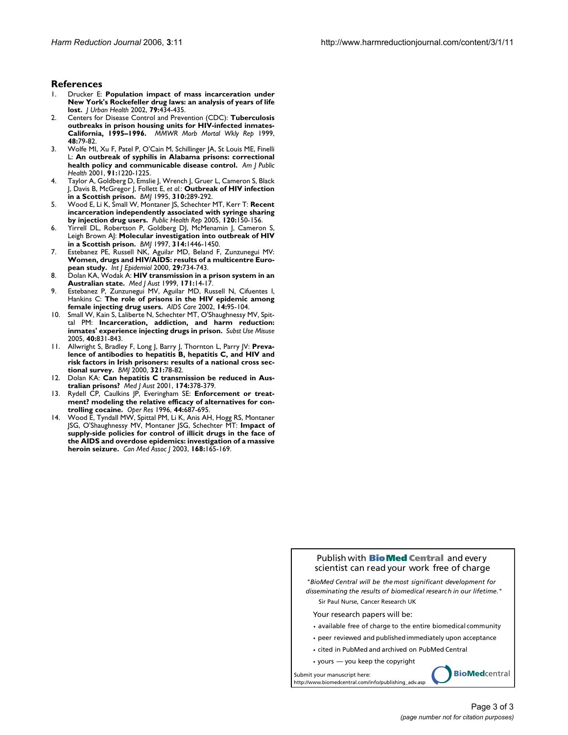## References

1. Drucker E: **Population impact of mass incarceration under New York's Rockefeller drug laws: an analysis of years of life lost.** *J Urban Health* 2002, **79:**434-435.
2. Centers for Disease Control and Prevention (CDC): **Tuberculosis outbreaks in prison housing units for HIV-infected inmates-California, 1995–1996.** *MMWR Morb Mortal Wkly Rep* 1999, **48:**79-82.
3. Wolfe MI, Xu F, Patel P, O'Cain M, Schillinger JA, St Louis ME, Finelli L: **An outbreak of syphilis in Alabama prisons: correctional health policy and communicable disease control.** *Am J Public Health* 2001, **91:**1220-1225.
4. Taylor A, Goldberg D, Emslie J, Wrench J, Gruer L, Cameron S, Black J, Davis B, McGregor J, Follett E, *et al.*: **Outbreak of HIV infection in a Scottish prison.** *BMJ* 1995, **310:**289-292.
5. Wood E, Li K, Small W, Montaner JS, Schechter MT, Kerr T: **Recent incarceration independently associated with syringe sharing by injection drug users.** *Public Health Rep* 2005, **120:**150-156.
6. Yirrell DL, Robertson P, Goldberg DJ, McMenamin J, Cameron S, Leigh Brown AJ: **Molecular investigation into outbreak of HIV in a Scottish prison.** *BMJ* 1997, **314:**1446-1450.
7. Estebanez PE, Russell NK, Aguilar MD, Beland F, Zunzunegui MV: **Women, drugs and HIV/AIDS: results of a multicentre European study.** *Int J Epidemiol* 2000, **29:**734-743.
8. Dolan KA, Wodak A: **HIV transmission in a prison system in an Australian state.** *Med J Aust* 1999, **171:**14-17.
9. Estebanez P, Zunzunegui MV, Aguilar MD, Russell N, Cifuentes I, Hankins C: **The role of prisons in the HIV epidemic among female injecting drug users.** *AIDS Care* 2002, **14:**95-104.
10. Small W, Kain S, Laliberte N, Schechter MT, O'Shaughnessy MV, Spittal PM: **Incarceration, addiction, and harm reduction: inmates' experience injecting drugs in prison.** *Subst Use Misuse* 2005, **40:**831-843.
11. Allwright S, Bradley F, Long J, Barry J, Thornton L, Parry JV: **Prevalence of antibodies to hepatitis B, hepatitis C, and HIV and risk factors in Irish prisoners: results of a national cross sectional survey.** *BMJ* 2000, **321:**78-82.
12. Dolan KA: **Can hepatitis C transmission be reduced in Australian prisons?** *Med J Aust* 2001, **174:**378-379.
13. Rydell CP, Caulkins JP, Everingham SE: **Enforcement or treatment? modeling the relative efficacy of alternatives for controlling cocaine.** *Oper Res* 1996, **44:**687-695.
14. Wood E, Tyndall MW, Spittal PM, Li K, Anis AH, Hogg RS, Montaner JSG, O'Shaughnessy MV, Montaner JSG, Schechter MT: **Impact of supply-side policies for control of illicit drugs in the face of the AIDS and overdose epidemics: investigation of a massive heroin seizure.** *Can Med Assoc J* 2003, **168:**165-169.

Publish with **BioMed Central** and every scientist can read your work free of charge

*"BioMed Central will be the most significant development for disseminating the results of biomedical research in our lifetime."*
Sir Paul Nurse, Cancer Research UK

Your research papers will be:

- available free of charge to the entire biomedical community
- peer reviewed and published immediately upon acceptance
- cited in PubMed and archived on PubMed Central
- yours — you keep the copyright

Submit your manuscript here:
http://www.biomedcentral.com/info/publishing_adv.asp

BioMedcentral